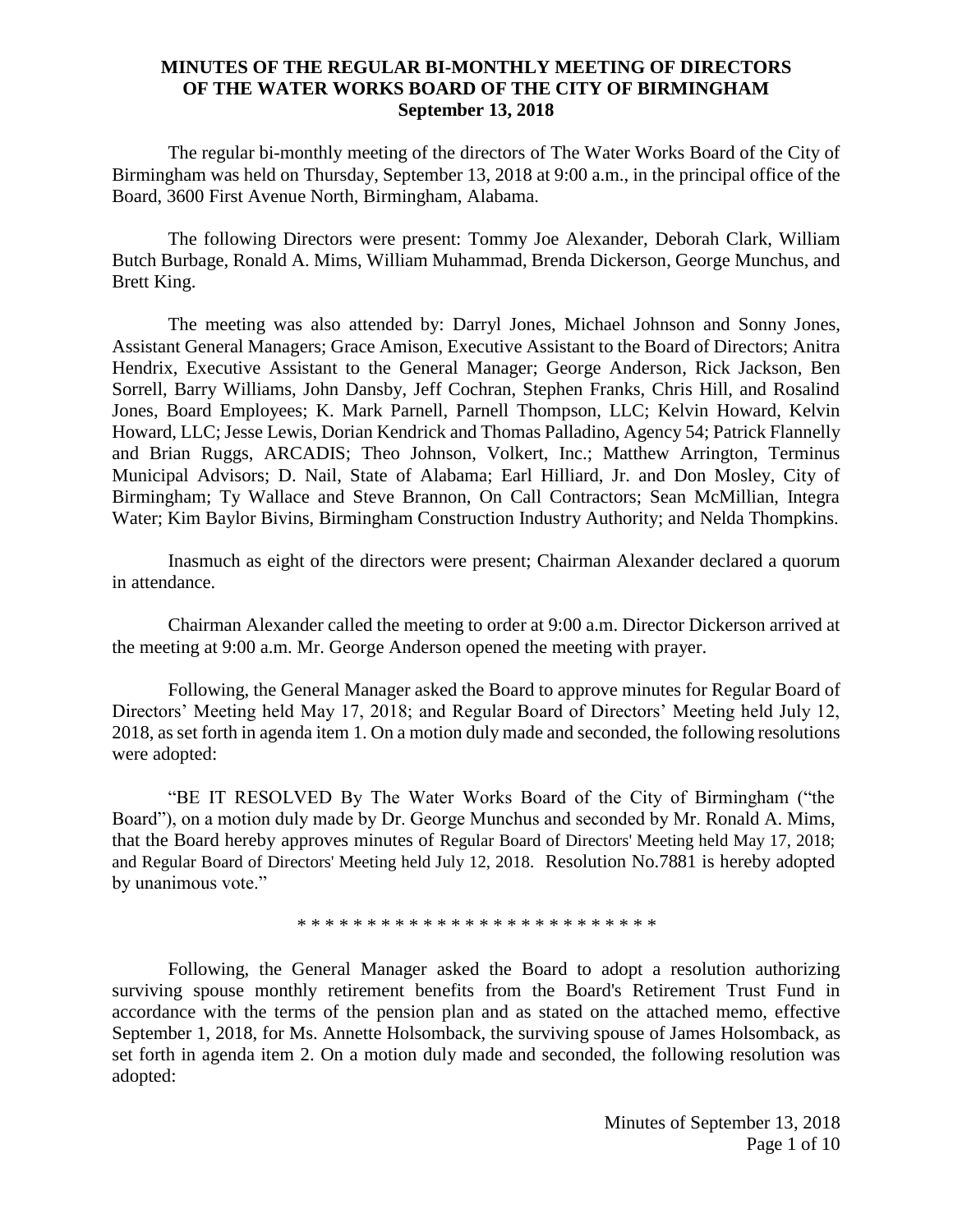**MINUTES OF THE REGULAR BI-MONTHLY MEETING OF DIRECTORS OF THE WATER WORKS BOARD OF THE CITY OF BIRMINGHAM**
**September 13, 2018**

The regular bi-monthly meeting of the directors of The Water Works Board of the City of Birmingham was held on Thursday, September 13, 2018 at 9:00 a.m., in the principal office of the Board, 3600 First Avenue North, Birmingham, Alabama.

The following Directors were present: Tommy Joe Alexander, Deborah Clark, William Butch Burbage, Ronald A. Mims, William Muhammad, Brenda Dickerson, George Munchus, and Brett King.

The meeting was also attended by: Darryl Jones, Michael Johnson and Sonny Jones, Assistant General Managers; Grace Amison, Executive Assistant to the Board of Directors; Anitra Hendrix, Executive Assistant to the General Manager; George Anderson, Rick Jackson, Ben Sorrell, Barry Williams, John Dansby, Jeff Cochran, Stephen Franks, Chris Hill, and Rosalind Jones, Board Employees; K. Mark Parnell, Parnell Thompson, LLC; Kelvin Howard, Kelvin Howard, LLC; Jesse Lewis, Dorian Kendrick and Thomas Palladino, Agency 54; Patrick Flannelly and Brian Ruggs, ARCADIS; Theo Johnson, Volkert, Inc.; Matthew Arrington, Terminus Municipal Advisors; D. Nail, State of Alabama; Earl Hilliard, Jr. and Don Mosley, City of Birmingham; Ty Wallace and Steve Brannon, On Call Contractors; Sean McMillian, Integra Water; Kim Baylor Bivins, Birmingham Construction Industry Authority; and Nelda Thompkins.

Inasmuch as eight of the directors were present; Chairman Alexander declared a quorum in attendance.

Chairman Alexander called the meeting to order at 9:00 a.m. Director Dickerson arrived at the meeting at 9:00 a.m. Mr. George Anderson opened the meeting with prayer.

Following, the General Manager asked the Board to approve minutes for Regular Board of Directors' Meeting held May 17, 2018; and Regular Board of Directors' Meeting held July 12, 2018, as set forth in agenda item 1. On a motion duly made and seconded, the following resolutions were adopted:

"BE IT RESOLVED By The Water Works Board of the City of Birmingham ("the Board"), on a motion duly made by Dr. George Munchus and seconded by Mr. Ronald A. Mims, that the Board hereby approves minutes of Regular Board of Directors' Meeting held May 17, 2018; and Regular Board of Directors' Meeting held July 12, 2018. Resolution No.7881 is hereby adopted by unanimous vote."

* * * * * * * * * * * * * * * * * * * * * * * * * * *

Following, the General Manager asked the Board to adopt a resolution authorizing surviving spouse monthly retirement benefits from the Board's Retirement Trust Fund in accordance with the terms of the pension plan and as stated on the attached memo, effective September 1, 2018, for Ms. Annette Holsomback, the surviving spouse of James Holsomback, as set forth in agenda item 2. On a motion duly made and seconded, the following resolution was adopted: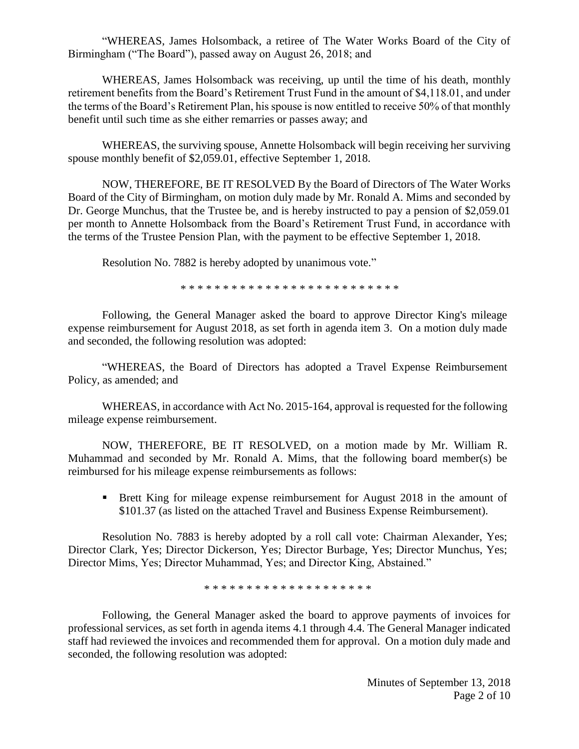"WHEREAS, James Holsomback, a retiree of The Water Works Board of the City of Birmingham ("The Board"), passed away on August 26, 2018; and

WHEREAS, James Holsomback was receiving, up until the time of his death, monthly retirement benefits from the Board's Retirement Trust Fund in the amount of $4,118.01, and under the terms of the Board's Retirement Plan, his spouse is now entitled to receive 50% of that monthly benefit until such time as she either remarries or passes away; and

WHEREAS, the surviving spouse, Annette Holsomback will begin receiving her surviving spouse monthly benefit of $2,059.01, effective September 1, 2018.

NOW, THEREFORE, BE IT RESOLVED By the Board of Directors of The Water Works Board of the City of Birmingham, on motion duly made by Mr. Ronald A. Mims and seconded by Dr. George Munchus, that the Trustee be, and is hereby instructed to pay a pension of $2,059.01 per month to Annette Holsomback from the Board's Retirement Trust Fund, in accordance with the terms of the Trustee Pension Plan, with the payment to be effective September 1, 2018.

Resolution No. 7882 is hereby adopted by unanimous vote."

\* \* \* \* \* \* \* \* \* \* \* \* \* \* \* \* \* \* \* \* \* \* \* \* \* \*

Following, the General Manager asked the board to approve Director King's mileage expense reimbursement for August 2018, as set forth in agenda item 3. On a motion duly made and seconded, the following resolution was adopted:

"WHEREAS, the Board of Directors has adopted a Travel Expense Reimbursement Policy, as amended; and

WHEREAS, in accordance with Act No. 2015-164, approval is requested for the following mileage expense reimbursement.

NOW, THEREFORE, BE IT RESOLVED, on a motion made by Mr. William R. Muhammad and seconded by Mr. Ronald A. Mims, that the following board member(s) be reimbursed for his mileage expense reimbursements as follows:

- Brett King for mileage expense reimbursement for August 2018 in the amount of $101.37 (as listed on the attached Travel and Business Expense Reimbursement).

Resolution No. 7883 is hereby adopted by a roll call vote: Chairman Alexander, Yes; Director Clark, Yes; Director Dickerson, Yes; Director Burbage, Yes; Director Munchus, Yes; Director Mims, Yes; Director Muhammad, Yes; and Director King, Abstained."

\* \* \* \* \* \* \* \* \* \* \* \* \* \* \* \* \* \* \* \*

Following, the General Manager asked the board to approve payments of invoices for professional services, as set forth in agenda items 4.1 through 4.4. The General Manager indicated staff had reviewed the invoices and recommended them for approval. On a motion duly made and seconded, the following resolution was adopted: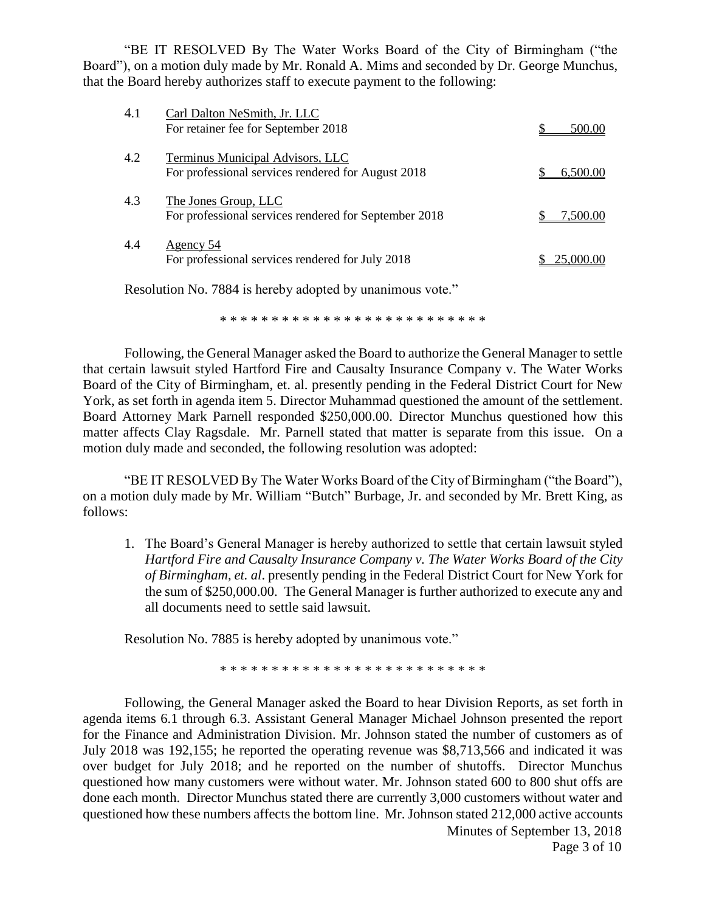"BE IT RESOLVED By The Water Works Board of the City of Birmingham ("the Board"), on a motion duly made by Mr. Ronald A. Mims and seconded by Dr. George Munchus, that the Board hereby authorizes staff to execute payment to the following:

| | | |
|---|---|---|
| 4.1 | Carl Dalton NeSmith, Jr. LLC<br>For retainer fee for September 2018 | $ 500.00 |
| 4.2 | Terminus Municipal Advisors, LLC<br>For professional services rendered for August 2018 | $ 6,500.00 |
| 4.3 | The Jones Group, LLC<br>For professional services rendered for September 2018 | $ 7,500.00 |
| 4.4 | Agency 54<br>For professional services rendered for July 2018 | $ 25,000.00 |

Resolution No. 7884 is hereby adopted by unanimous vote."

\* \* \* \* \* \* \* \* \* \* \* \* \* \* \* \* \* \* \* \* \* \* \* \* \* \*

Following, the General Manager asked the Board to authorize the General Manager to settle that certain lawsuit styled Hartford Fire and Causalty Insurance Company v. The Water Works Board of the City of Birmingham, et. al. presently pending in the Federal District Court for New York, as set forth in agenda item 5. Director Muhammad questioned the amount of the settlement. Board Attorney Mark Parnell responded $250,000.00. Director Munchus questioned how this matter affects Clay Ragsdale. Mr. Parnell stated that matter is separate from this issue. On a motion duly made and seconded, the following resolution was adopted:

"BE IT RESOLVED By The Water Works Board of the City of Birmingham ("the Board"), on a motion duly made by Mr. William "Butch" Burbage, Jr. and seconded by Mr. Brett King, as follows:

1. The Board's General Manager is hereby authorized to settle that certain lawsuit styled *Hartford Fire and Causalty Insurance Company v. The Water Works Board of the City of Birmingham, et. al*. presently pending in the Federal District Court for New York for the sum of $250,000.00. The General Manager is further authorized to execute any and all documents need to settle said lawsuit.

Resolution No. 7885 is hereby adopted by unanimous vote."

\* \* \* \* \* \* \* \* \* \* \* \* \* \* \* \* \* \* \* \* \* \* \* \* \* \*

Following, the General Manager asked the Board to hear Division Reports, as set forth in agenda items 6.1 through 6.3. Assistant General Manager Michael Johnson presented the report for the Finance and Administration Division. Mr. Johnson stated the number of customers as of July 2018 was 192,155; he reported the operating revenue was $8,713,566 and indicated it was over budget for July 2018; and he reported on the number of shutoffs. Director Munchus questioned how many customers were without water. Mr. Johnson stated 600 to 800 shut offs are done each month. Director Munchus stated there are currently 3,000 customers without water and questioned how these numbers affects the bottom line. Mr. Johnson stated 212,000 active accounts

Minutes of September 13, 2018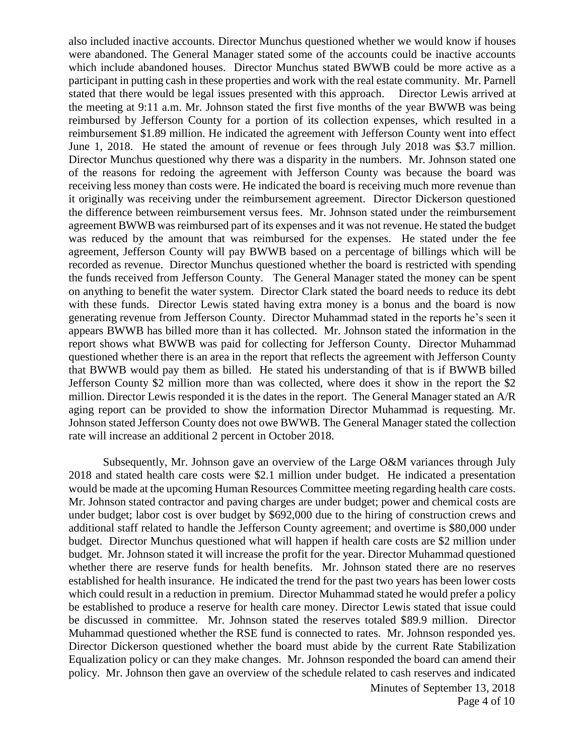also included inactive accounts. Director Munchus questioned whether we would know if houses were abandoned. The General Manager stated some of the accounts could be inactive accounts which include abandoned houses. Director Munchus stated BWWB could be more active as a participant in putting cash in these properties and work with the real estate community. Mr. Parnell stated that there would be legal issues presented with this approach. Director Lewis arrived at the meeting at 9:11 a.m. Mr. Johnson stated the first five months of the year BWWB was being reimbursed by Jefferson County for a portion of its collection expenses, which resulted in a reimbursement $1.89 million. He indicated the agreement with Jefferson County went into effect June 1, 2018. He stated the amount of revenue or fees through July 2018 was $3.7 million. Director Munchus questioned why there was a disparity in the numbers. Mr. Johnson stated one of the reasons for redoing the agreement with Jefferson County was because the board was receiving less money than costs were. He indicated the board is receiving much more revenue than it originally was receiving under the reimbursement agreement. Director Dickerson questioned the difference between reimbursement versus fees. Mr. Johnson stated under the reimbursement agreement BWWB was reimbursed part of its expenses and it was not revenue. He stated the budget was reduced by the amount that was reimbursed for the expenses. He stated under the fee agreement, Jefferson County will pay BWWB based on a percentage of billings which will be recorded as revenue. Director Munchus questioned whether the board is restricted with spending the funds received from Jefferson County. The General Manager stated the money can be spent on anything to benefit the water system. Director Clark stated the board needs to reduce its debt with these funds. Director Lewis stated having extra money is a bonus and the board is now generating revenue from Jefferson County. Director Muhammad stated in the reports he's seen it appears BWWB has billed more than it has collected. Mr. Johnson stated the information in the report shows what BWWB was paid for collecting for Jefferson County. Director Muhammad questioned whether there is an area in the report that reflects the agreement with Jefferson County that BWWB would pay them as billed. He stated his understanding of that is if BWWB billed Jefferson County $2 million more than was collected, where does it show in the report the $2 million. Director Lewis responded it is the dates in the report. The General Manager stated an A/R aging report can be provided to show the information Director Muhammad is requesting. Mr. Johnson stated Jefferson County does not owe BWWB. The General Manager stated the collection rate will increase an additional 2 percent in October 2018.

Subsequently, Mr. Johnson gave an overview of the Large O&M variances through July 2018 and stated health care costs were $2.1 million under budget. He indicated a presentation would be made at the upcoming Human Resources Committee meeting regarding health care costs. Mr. Johnson stated contractor and paving charges are under budget; power and chemical costs are under budget; labor cost is over budget by $692,000 due to the hiring of construction crews and additional staff related to handle the Jefferson County agreement; and overtime is $80,000 under budget. Director Munchus questioned what will happen if health care costs are $2 million under budget. Mr. Johnson stated it will increase the profit for the year. Director Muhammad questioned whether there are reserve funds for health benefits. Mr. Johnson stated there are no reserves established for health insurance. He indicated the trend for the past two years has been lower costs which could result in a reduction in premium. Director Muhammad stated he would prefer a policy be established to produce a reserve for health care money. Director Lewis stated that issue could be discussed in committee. Mr. Johnson stated the reserves totaled $89.9 million. Director Muhammad questioned whether the RSE fund is connected to rates. Mr. Johnson responded yes. Director Dickerson questioned whether the board must abide by the current Rate Stabilization Equalization policy or can they make changes. Mr. Johnson responded the board can amend their policy. Mr. Johnson then gave an overview of the schedule related to cash reserves and indicated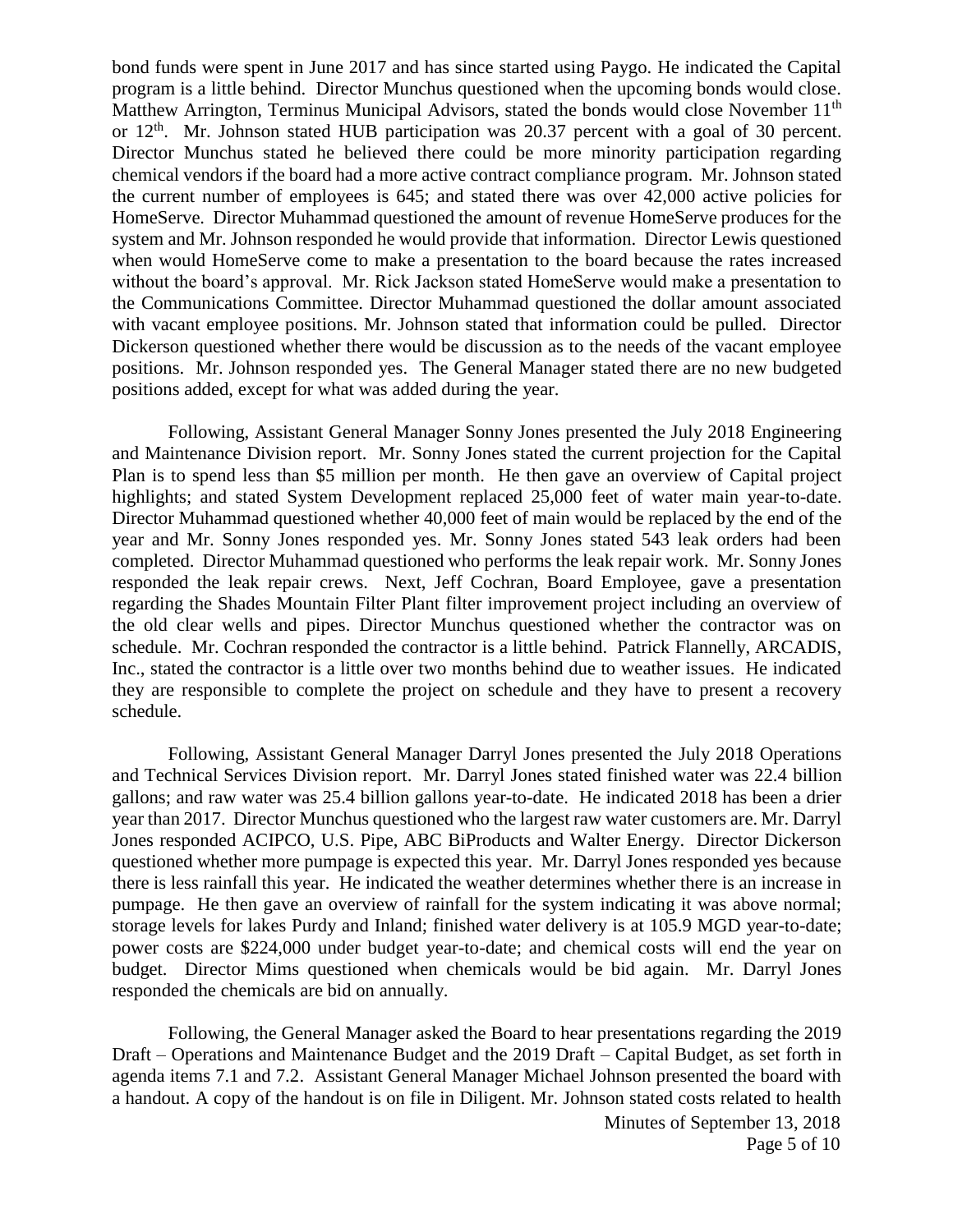bond funds were spent in June 2017 and has since started using Paygo. He indicated the Capital program is a little behind. Director Munchus questioned when the upcoming bonds would close. Matthew Arrington, Terminus Municipal Advisors, stated the bonds would close November 11th or 12th. Mr. Johnson stated HUB participation was 20.37 percent with a goal of 30 percent. Director Munchus stated he believed there could be more minority participation regarding chemical vendors if the board had a more active contract compliance program. Mr. Johnson stated the current number of employees is 645; and stated there was over 42,000 active policies for HomeServe. Director Muhammad questioned the amount of revenue HomeServe produces for the system and Mr. Johnson responded he would provide that information. Director Lewis questioned when would HomeServe come to make a presentation to the board because the rates increased without the board's approval. Mr. Rick Jackson stated HomeServe would make a presentation to the Communications Committee. Director Muhammad questioned the dollar amount associated with vacant employee positions. Mr. Johnson stated that information could be pulled. Director Dickerson questioned whether there would be discussion as to the needs of the vacant employee positions. Mr. Johnson responded yes. The General Manager stated there are no new budgeted positions added, except for what was added during the year.

Following, Assistant General Manager Sonny Jones presented the July 2018 Engineering and Maintenance Division report. Mr. Sonny Jones stated the current projection for the Capital Plan is to spend less than $5 million per month. He then gave an overview of Capital project highlights; and stated System Development replaced 25,000 feet of water main year-to-date. Director Muhammad questioned whether 40,000 feet of main would be replaced by the end of the year and Mr. Sonny Jones responded yes. Mr. Sonny Jones stated 543 leak orders had been completed. Director Muhammad questioned who performs the leak repair work. Mr. Sonny Jones responded the leak repair crews. Next, Jeff Cochran, Board Employee, gave a presentation regarding the Shades Mountain Filter Plant filter improvement project including an overview of the old clear wells and pipes. Director Munchus questioned whether the contractor was on schedule. Mr. Cochran responded the contractor is a little behind. Patrick Flannelly, ARCADIS, Inc., stated the contractor is a little over two months behind due to weather issues. He indicated they are responsible to complete the project on schedule and they have to present a recovery schedule.

Following, Assistant General Manager Darryl Jones presented the July 2018 Operations and Technical Services Division report. Mr. Darryl Jones stated finished water was 22.4 billion gallons; and raw water was 25.4 billion gallons year-to-date. He indicated 2018 has been a drier year than 2017. Director Munchus questioned who the largest raw water customers are. Mr. Darryl Jones responded ACIPCO, U.S. Pipe, ABC BiProducts and Walter Energy. Director Dickerson questioned whether more pumpage is expected this year. Mr. Darryl Jones responded yes because there is less rainfall this year. He indicated the weather determines whether there is an increase in pumpage. He then gave an overview of rainfall for the system indicating it was above normal; storage levels for lakes Purdy and Inland; finished water delivery is at 105.9 MGD year-to-date; power costs are $224,000 under budget year-to-date; and chemical costs will end the year on budget. Director Mims questioned when chemicals would be bid again. Mr. Darryl Jones responded the chemicals are bid on annually.

Following, the General Manager asked the Board to hear presentations regarding the 2019 Draft – Operations and Maintenance Budget and the 2019 Draft – Capital Budget, as set forth in agenda items 7.1 and 7.2. Assistant General Manager Michael Johnson presented the board with a handout. A copy of the handout is on file in Diligent. Mr. Johnson stated costs related to health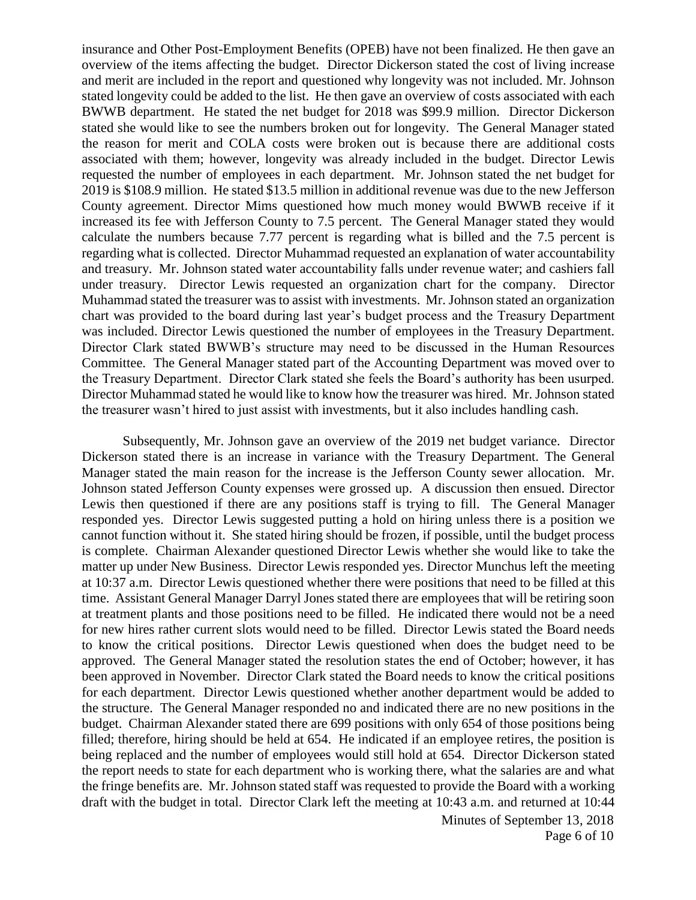insurance and Other Post-Employment Benefits (OPEB) have not been finalized. He then gave an overview of the items affecting the budget. Director Dickerson stated the cost of living increase and merit are included in the report and questioned why longevity was not included. Mr. Johnson stated longevity could be added to the list. He then gave an overview of costs associated with each BWWB department. He stated the net budget for 2018 was $99.9 million. Director Dickerson stated she would like to see the numbers broken out for longevity. The General Manager stated the reason for merit and COLA costs were broken out is because there are additional costs associated with them; however, longevity was already included in the budget. Director Lewis requested the number of employees in each department. Mr. Johnson stated the net budget for 2019 is $108.9 million. He stated $13.5 million in additional revenue was due to the new Jefferson County agreement. Director Mims questioned how much money would BWWB receive if it increased its fee with Jefferson County to 7.5 percent. The General Manager stated they would calculate the numbers because 7.77 percent is regarding what is billed and the 7.5 percent is regarding what is collected. Director Muhammad requested an explanation of water accountability and treasury. Mr. Johnson stated water accountability falls under revenue water; and cashiers fall under treasury. Director Lewis requested an organization chart for the company. Director Muhammad stated the treasurer was to assist with investments. Mr. Johnson stated an organization chart was provided to the board during last year's budget process and the Treasury Department was included. Director Lewis questioned the number of employees in the Treasury Department. Director Clark stated BWWB's structure may need to be discussed in the Human Resources Committee. The General Manager stated part of the Accounting Department was moved over to the Treasury Department. Director Clark stated she feels the Board's authority has been usurped. Director Muhammad stated he would like to know how the treasurer was hired. Mr. Johnson stated the treasurer wasn't hired to just assist with investments, but it also includes handling cash.

Subsequently, Mr. Johnson gave an overview of the 2019 net budget variance. Director Dickerson stated there is an increase in variance with the Treasury Department. The General Manager stated the main reason for the increase is the Jefferson County sewer allocation. Mr. Johnson stated Jefferson County expenses were grossed up. A discussion then ensued. Director Lewis then questioned if there are any positions staff is trying to fill. The General Manager responded yes. Director Lewis suggested putting a hold on hiring unless there is a position we cannot function without it. She stated hiring should be frozen, if possible, until the budget process is complete. Chairman Alexander questioned Director Lewis whether she would like to take the matter up under New Business. Director Lewis responded yes. Director Munchus left the meeting at 10:37 a.m. Director Lewis questioned whether there were positions that need to be filled at this time. Assistant General Manager Darryl Jones stated there are employees that will be retiring soon at treatment plants and those positions need to be filled. He indicated there would not be a need for new hires rather current slots would need to be filled. Director Lewis stated the Board needs to know the critical positions. Director Lewis questioned when does the budget need to be approved. The General Manager stated the resolution states the end of October; however, it has been approved in November. Director Clark stated the Board needs to know the critical positions for each department. Director Lewis questioned whether another department would be added to the structure. The General Manager responded no and indicated there are no new positions in the budget. Chairman Alexander stated there are 699 positions with only 654 of those positions being filled; therefore, hiring should be held at 654. He indicated if an employee retires, the position is being replaced and the number of employees would still hold at 654. Director Dickerson stated the report needs to state for each department who is working there, what the salaries are and what the fringe benefits are. Mr. Johnson stated staff was requested to provide the Board with a working draft with the budget in total. Director Clark left the meeting at 10:43 a.m. and returned at 10:44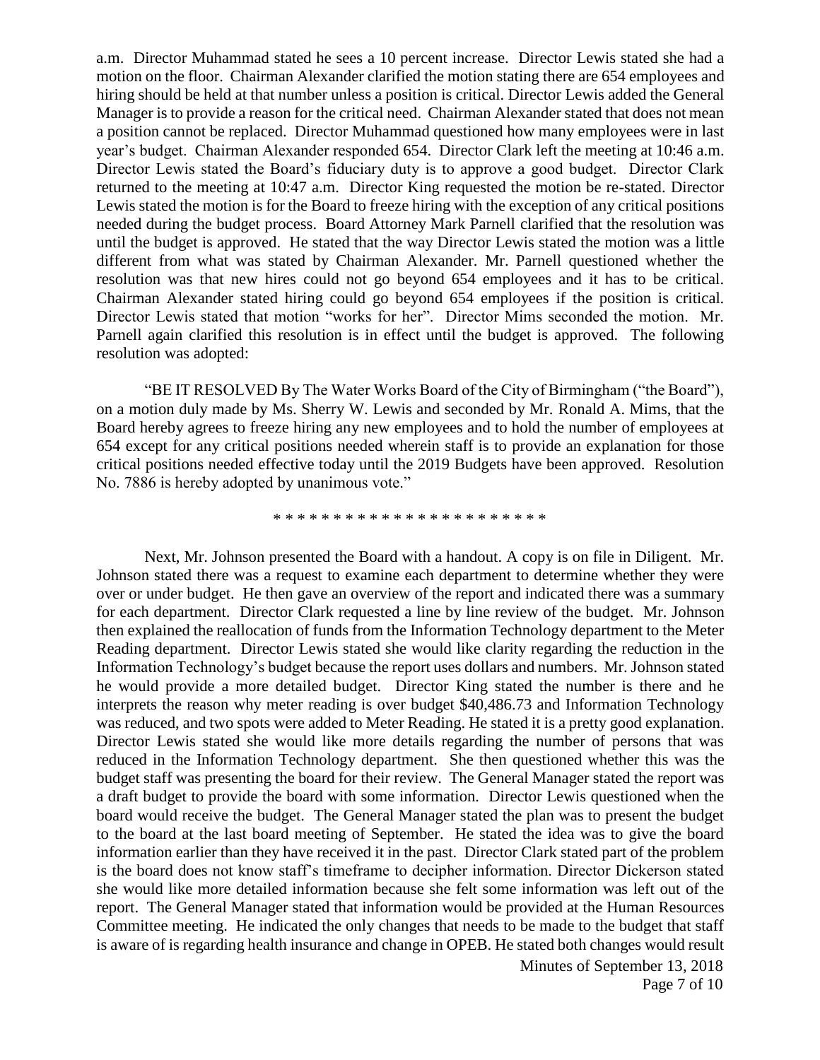a.m. Director Muhammad stated he sees a 10 percent increase. Director Lewis stated she had a motion on the floor. Chairman Alexander clarified the motion stating there are 654 employees and hiring should be held at that number unless a position is critical. Director Lewis added the General Manager is to provide a reason for the critical need. Chairman Alexander stated that does not mean a position cannot be replaced. Director Muhammad questioned how many employees were in last year's budget. Chairman Alexander responded 654. Director Clark left the meeting at 10:46 a.m. Director Lewis stated the Board's fiduciary duty is to approve a good budget. Director Clark returned to the meeting at 10:47 a.m. Director King requested the motion be re-stated. Director Lewis stated the motion is for the Board to freeze hiring with the exception of any critical positions needed during the budget process. Board Attorney Mark Parnell clarified that the resolution was until the budget is approved. He stated that the way Director Lewis stated the motion was a little different from what was stated by Chairman Alexander. Mr. Parnell questioned whether the resolution was that new hires could not go beyond 654 employees and it has to be critical. Chairman Alexander stated hiring could go beyond 654 employees if the position is critical. Director Lewis stated that motion "works for her". Director Mims seconded the motion. Mr. Parnell again clarified this resolution is in effect until the budget is approved. The following resolution was adopted:

"BE IT RESOLVED By The Water Works Board of the City of Birmingham ("the Board"), on a motion duly made by Ms. Sherry W. Lewis and seconded by Mr. Ronald A. Mims, that the Board hereby agrees to freeze hiring any new employees and to hold the number of employees at 654 except for any critical positions needed wherein staff is to provide an explanation for those critical positions needed effective today until the 2019 Budgets have been approved. Resolution No. 7886 is hereby adopted by unanimous vote."

\* \* \* \* \* \* \* \* \* \* \* \* \* \* \* \* \* \* \* \* \* \* \*

Next, Mr. Johnson presented the Board with a handout. A copy is on file in Diligent. Mr. Johnson stated there was a request to examine each department to determine whether they were over or under budget. He then gave an overview of the report and indicated there was a summary for each department. Director Clark requested a line by line review of the budget. Mr. Johnson then explained the reallocation of funds from the Information Technology department to the Meter Reading department. Director Lewis stated she would like clarity regarding the reduction in the Information Technology's budget because the report uses dollars and numbers. Mr. Johnson stated he would provide a more detailed budget. Director King stated the number is there and he interprets the reason why meter reading is over budget $40,486.73 and Information Technology was reduced, and two spots were added to Meter Reading. He stated it is a pretty good explanation. Director Lewis stated she would like more details regarding the number of persons that was reduced in the Information Technology department. She then questioned whether this was the budget staff was presenting the board for their review. The General Manager stated the report was a draft budget to provide the board with some information. Director Lewis questioned when the board would receive the budget. The General Manager stated the plan was to present the budget to the board at the last board meeting of September. He stated the idea was to give the board information earlier than they have received it in the past. Director Clark stated part of the problem is the board does not know staff's timeframe to decipher information. Director Dickerson stated she would like more detailed information because she felt some information was left out of the report. The General Manager stated that information would be provided at the Human Resources Committee meeting. He indicated the only changes that needs to be made to the budget that staff is aware of is regarding health insurance and change in OPEB. He stated both changes would result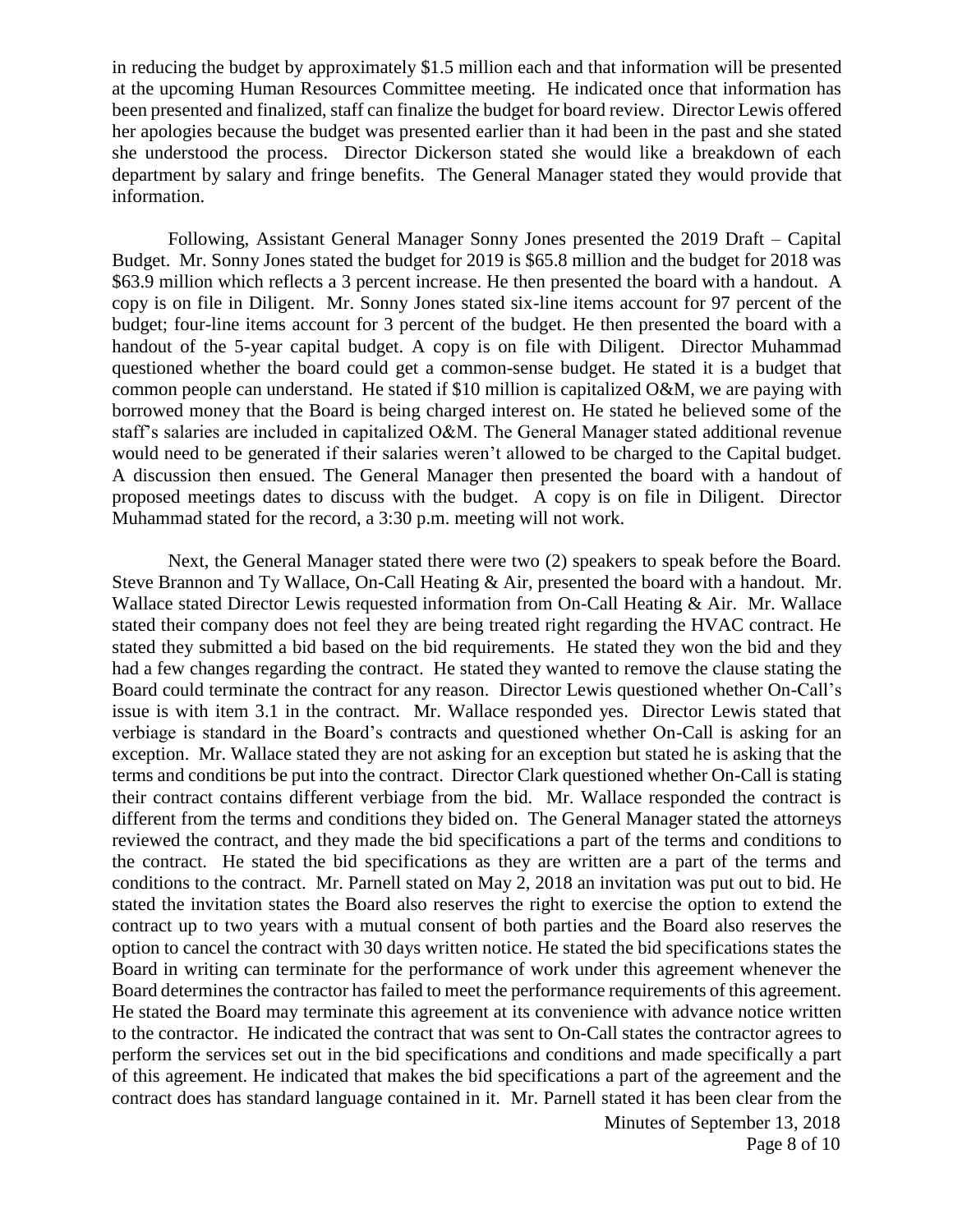in reducing the budget by approximately $1.5 million each and that information will be presented at the upcoming Human Resources Committee meeting. He indicated once that information has been presented and finalized, staff can finalize the budget for board review. Director Lewis offered her apologies because the budget was presented earlier than it had been in the past and she stated she understood the process. Director Dickerson stated she would like a breakdown of each department by salary and fringe benefits. The General Manager stated they would provide that information.

Following, Assistant General Manager Sonny Jones presented the 2019 Draft – Capital Budget. Mr. Sonny Jones stated the budget for 2019 is $65.8 million and the budget for 2018 was $63.9 million which reflects a 3 percent increase. He then presented the board with a handout. A copy is on file in Diligent. Mr. Sonny Jones stated six-line items account for 97 percent of the budget; four-line items account for 3 percent of the budget. He then presented the board with a handout of the 5-year capital budget. A copy is on file with Diligent. Director Muhammad questioned whether the board could get a common-sense budget. He stated it is a budget that common people can understand. He stated if $10 million is capitalized O&M, we are paying with borrowed money that the Board is being charged interest on. He stated he believed some of the staff's salaries are included in capitalized O&M. The General Manager stated additional revenue would need to be generated if their salaries weren't allowed to be charged to the Capital budget. A discussion then ensued. The General Manager then presented the board with a handout of proposed meetings dates to discuss with the budget. A copy is on file in Diligent. Director Muhammad stated for the record, a 3:30 p.m. meeting will not work.

Next, the General Manager stated there were two (2) speakers to speak before the Board. Steve Brannon and Ty Wallace, On-Call Heating & Air, presented the board with a handout. Mr. Wallace stated Director Lewis requested information from On-Call Heating & Air. Mr. Wallace stated their company does not feel they are being treated right regarding the HVAC contract. He stated they submitted a bid based on the bid requirements. He stated they won the bid and they had a few changes regarding the contract. He stated they wanted to remove the clause stating the Board could terminate the contract for any reason. Director Lewis questioned whether On-Call's issue is with item 3.1 in the contract. Mr. Wallace responded yes. Director Lewis stated that verbiage is standard in the Board's contracts and questioned whether On-Call is asking for an exception. Mr. Wallace stated they are not asking for an exception but stated he is asking that the terms and conditions be put into the contract. Director Clark questioned whether On-Call is stating their contract contains different verbiage from the bid. Mr. Wallace responded the contract is different from the terms and conditions they bided on. The General Manager stated the attorneys reviewed the contract, and they made the bid specifications a part of the terms and conditions to the contract. He stated the bid specifications as they are written are a part of the terms and conditions to the contract. Mr. Parnell stated on May 2, 2018 an invitation was put out to bid. He stated the invitation states the Board also reserves the right to exercise the option to extend the contract up to two years with a mutual consent of both parties and the Board also reserves the option to cancel the contract with 30 days written notice. He stated the bid specifications states the Board in writing can terminate for the performance of work under this agreement whenever the Board determines the contractor has failed to meet the performance requirements of this agreement. He stated the Board may terminate this agreement at its convenience with advance notice written to the contractor. He indicated the contract that was sent to On-Call states the contractor agrees to perform the services set out in the bid specifications and conditions and made specifically a part of this agreement. He indicated that makes the bid specifications a part of the agreement and the contract does has standard language contained in it. Mr. Parnell stated it has been clear from the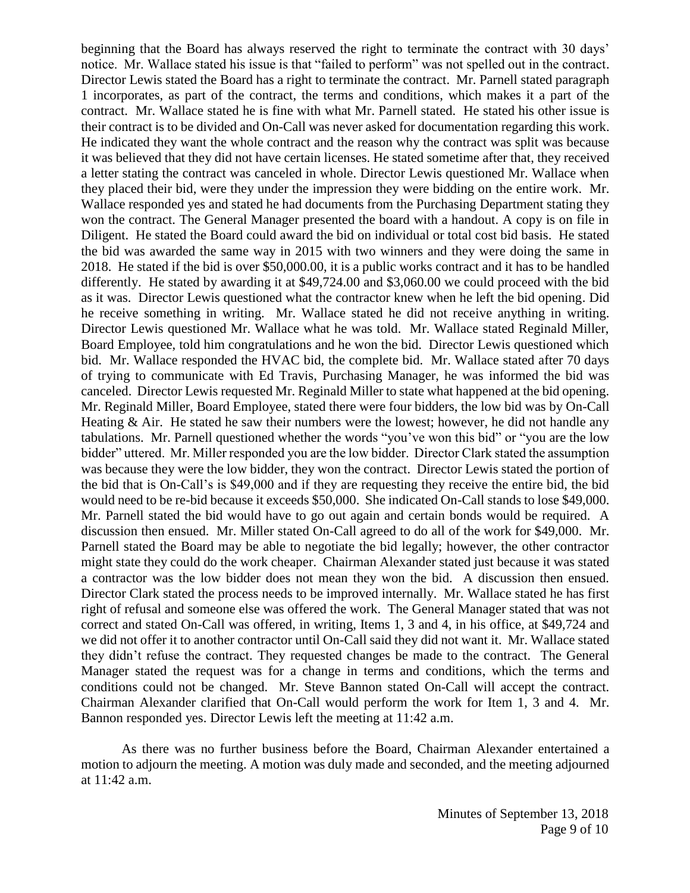beginning that the Board has always reserved the right to terminate the contract with 30 days' notice. Mr. Wallace stated his issue is that "failed to perform" was not spelled out in the contract. Director Lewis stated the Board has a right to terminate the contract. Mr. Parnell stated paragraph 1 incorporates, as part of the contract, the terms and conditions, which makes it a part of the contract. Mr. Wallace stated he is fine with what Mr. Parnell stated. He stated his other issue is their contract is to be divided and On-Call was never asked for documentation regarding this work. He indicated they want the whole contract and the reason why the contract was split was because it was believed that they did not have certain licenses. He stated sometime after that, they received a letter stating the contract was canceled in whole. Director Lewis questioned Mr. Wallace when they placed their bid, were they under the impression they were bidding on the entire work. Mr. Wallace responded yes and stated he had documents from the Purchasing Department stating they won the contract. The General Manager presented the board with a handout. A copy is on file in Diligent. He stated the Board could award the bid on individual or total cost bid basis. He stated the bid was awarded the same way in 2015 with two winners and they were doing the same in 2018. He stated if the bid is over $50,000.00, it is a public works contract and it has to be handled differently. He stated by awarding it at $49,724.00 and $3,060.00 we could proceed with the bid as it was. Director Lewis questioned what the contractor knew when he left the bid opening. Did he receive something in writing. Mr. Wallace stated he did not receive anything in writing. Director Lewis questioned Mr. Wallace what he was told. Mr. Wallace stated Reginald Miller, Board Employee, told him congratulations and he won the bid. Director Lewis questioned which bid. Mr. Wallace responded the HVAC bid, the complete bid. Mr. Wallace stated after 70 days of trying to communicate with Ed Travis, Purchasing Manager, he was informed the bid was canceled. Director Lewis requested Mr. Reginald Miller to state what happened at the bid opening. Mr. Reginald Miller, Board Employee, stated there were four bidders, the low bid was by On-Call Heating & Air. He stated he saw their numbers were the lowest; however, he did not handle any tabulations. Mr. Parnell questioned whether the words "you've won this bid" or "you are the low bidder" uttered. Mr. Miller responded you are the low bidder. Director Clark stated the assumption was because they were the low bidder, they won the contract. Director Lewis stated the portion of the bid that is On-Call's is $49,000 and if they are requesting they receive the entire bid, the bid would need to be re-bid because it exceeds $50,000. She indicated On-Call stands to lose $49,000. Mr. Parnell stated the bid would have to go out again and certain bonds would be required. A discussion then ensued. Mr. Miller stated On-Call agreed to do all of the work for $49,000. Mr. Parnell stated the Board may be able to negotiate the bid legally; however, the other contractor might state they could do the work cheaper. Chairman Alexander stated just because it was stated a contractor was the low bidder does not mean they won the bid. A discussion then ensued. Director Clark stated the process needs to be improved internally. Mr. Wallace stated he has first right of refusal and someone else was offered the work. The General Manager stated that was not correct and stated On-Call was offered, in writing, Items 1, 3 and 4, in his office, at $49,724 and we did not offer it to another contractor until On-Call said they did not want it. Mr. Wallace stated they didn't refuse the contract. They requested changes be made to the contract. The General Manager stated the request was for a change in terms and conditions, which the terms and conditions could not be changed. Mr. Steve Bannon stated On-Call will accept the contract. Chairman Alexander clarified that On-Call would perform the work for Item 1, 3 and 4. Mr. Bannon responded yes. Director Lewis left the meeting at 11:42 a.m.

As there was no further business before the Board, Chairman Alexander entertained a motion to adjourn the meeting. A motion was duly made and seconded, and the meeting adjourned at 11:42 a.m.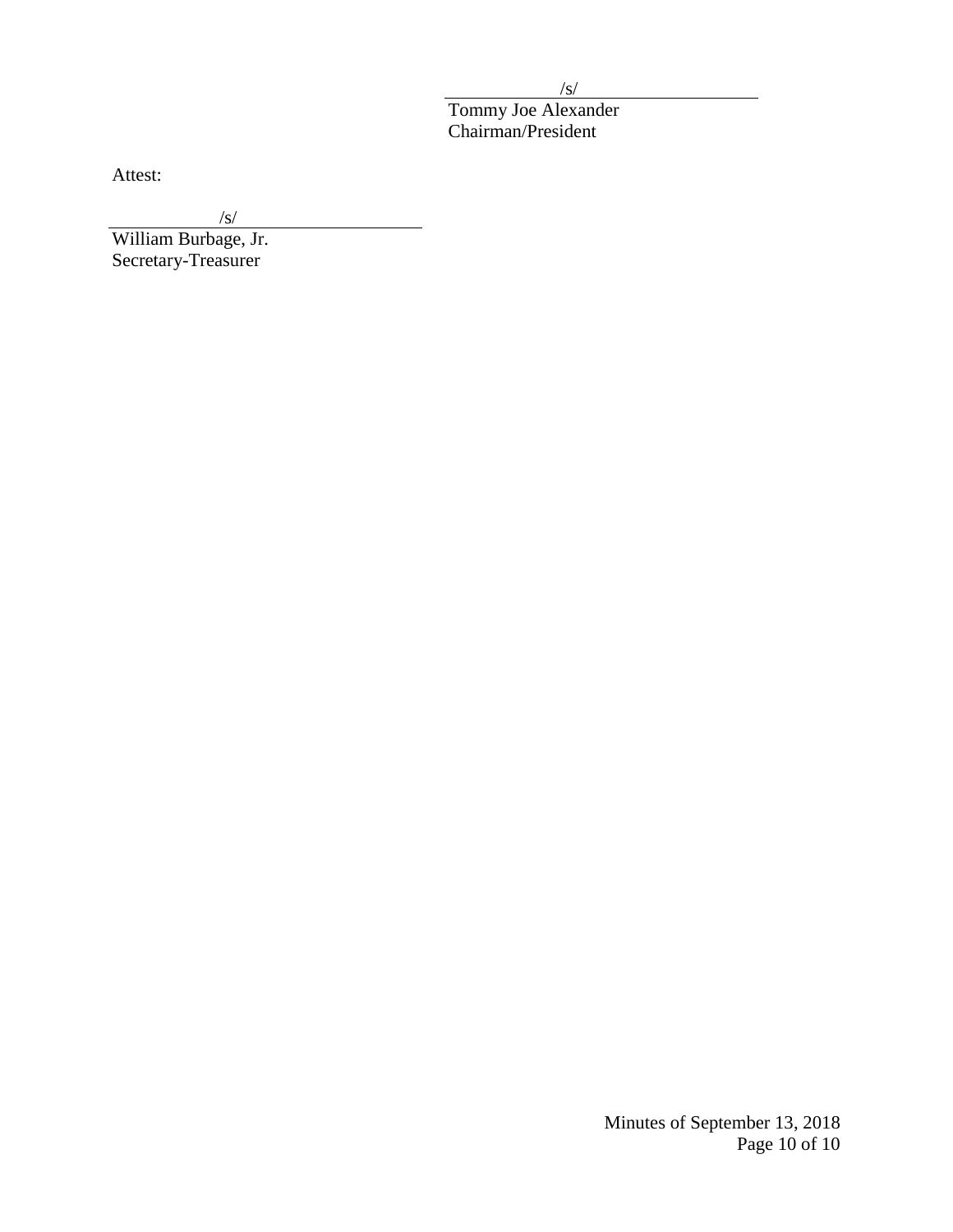/s/

Tommy Joe Alexander
Chairman/President

Attest:

/s/

William Burbage, Jr.
Secretary-Treasurer